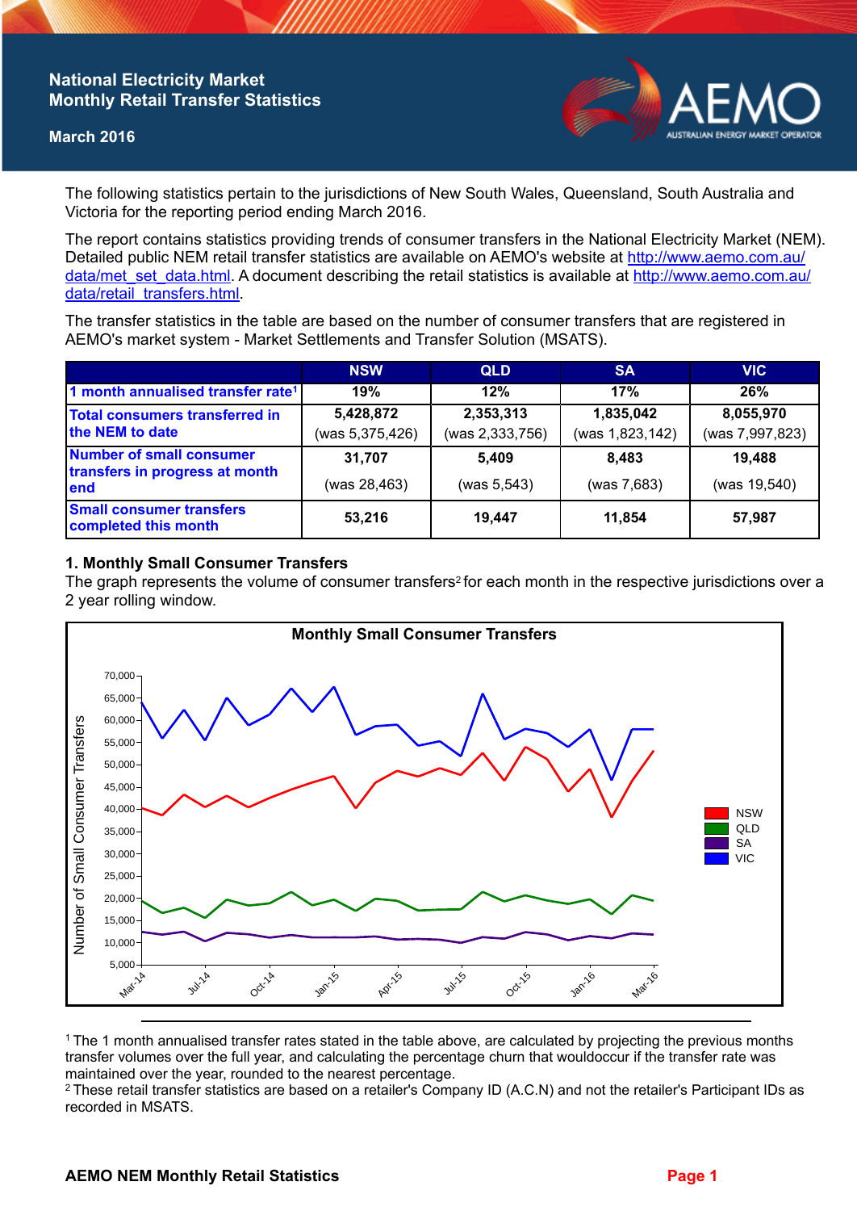# National Electricity Market Monthly Retail Transfer Statistics

**March 2016**

The following statistics pertain to the jurisdictions of New South Wales, Queensland, South Australia and Victoria for the reporting period ending March 2016.

The report contains statistics providing trends of consumer transfers in the National Electricity Market (NEM). Detailed public NEM retail transfer statistics are available on AEMO's website at http://www.aemo.com.au/data/met_set_data.html. A document describing the retail statistics is available at http://www.aemo.com.au/data/retail_transfers.html.

The transfer statistics in the table are based on the number of consumer transfers that are registered in AEMO's market system - Market Settlements and Transfer Solution (MSATS).

| | NSW | QLD | SA | VIC |
|---|---|---|---|---|
| 1 month annualised transfer rate[1] | 19% | 12% | 17% | 26% |
| Total consumers transferred in the NEM to date | 5,428,872 (was 5,375,426) | 2,353,313 (was 2,333,756) | 1,835,042 (was 1,823,142) | 8,055,970 (was 7,997,823) |
| Number of small consumer transfers in progress at month end | 31,707 (was 28,463) | 5,409 (was 5,543) | 8,483 (was 7,683) | 19,488 (was 19,540) |
| Small consumer transfers completed this month | 53,216 | 19,447 | 11,854 | 57,987 |

## 1. Monthly Small Consumer Transfers

The graph represents the volume of consumer transfers[2] for each month in the respective jurisdictions over a 2 year rolling window.

**Monthly Small Consumer Transfers**

[1] The 1 month annualised transfer rates stated in the table above, are calculated by projecting the previous months transfer volumes over the full year, and calculating the percentage churn that wouldoccur if the transfer rate was maintained over the year, rounded to the nearest percentage.

[2] These retail transfer statistics are based on a retailer's Company ID (A.C.N) and not the retailer's Participant IDs as recorded in MSATS.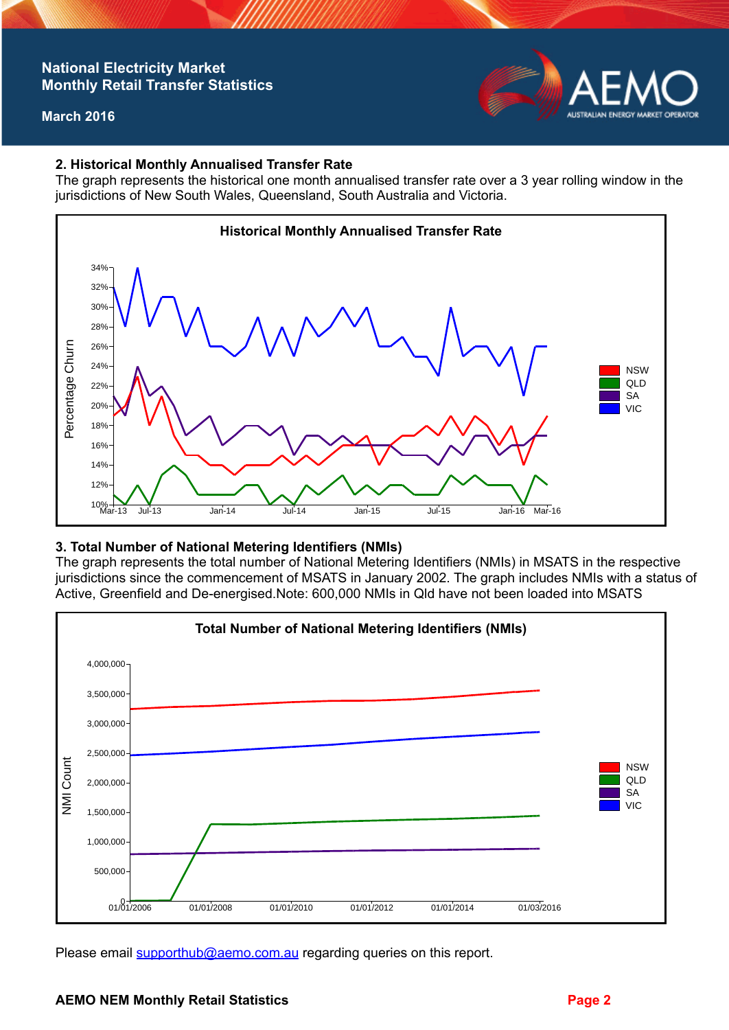National Electricity Market
Monthly Retail Transfer Statistics

March 2016

## 2. Historical Monthly Annualised Transfer Rate

The graph represents the historical one month annualised transfer rate over a 3 year rolling window in the jurisdictions of New South Wales, Queensland, South Australia and Victoria.

Historical Monthly Annualised Transfer Rate

Percentage Churn

34%
32%
30%
28%
26%
24%
22%
20%
18%
16%
14%
12%
10%

Mar-13 Jul-13 Jan-14 Jul-14 Jan-15 Jul-15 Jan-16 Mar-16

NSW
QLD
SA
VIC

## 3. Total Number of National Metering Identifiers (NMIs)

The graph represents the total number of National Metering Identifiers (NMIs) in MSATS in the respective jurisdictions since the commencement of MSATS in January 2002. The graph includes NMIs with a status of Active, Greenfield and De-energised.Note: 600,000 NMIs in Qld have not been loaded into MSATS

Total Number of National Metering Identifiers (NMIs)

NMI Count

4,000,000
3,500,000
3,000,000
2,500,000
2,000,000
1,500,000
1,000,000
500,000
0

01/01/2006 01/01/2008 01/01/2010 01/01/2012 01/01/2014 01/03/2016

NSW
QLD
SA
VIC

Please email supporthub@aemo.com.au regarding queries on this report.